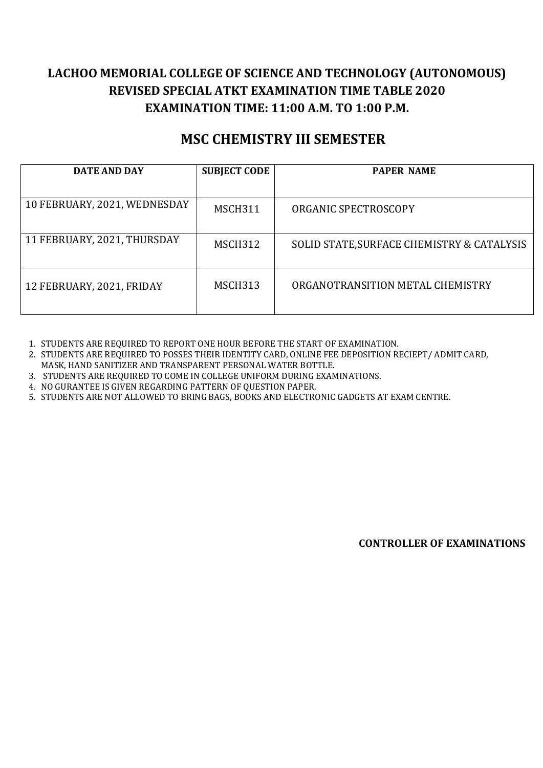# LACHOO MEMORIAL COLLEGE OF SCIENCE AND TECHNOLOGY (AUTONOMOUS)
# REVISED SPECIAL ATKT EXAMINATION TIME TABLE 2020
# EXAMINATION TIME: 11:00 A.M. TO 1:00 P.M.

## MSC CHEMISTRY III SEMESTER

| DATE AND DAY | SUBJECT CODE | PAPER NAME |
|---|---|---|
| 10 FEBRUARY, 2021, WEDNESDAY | MSCH311 | ORGANIC SPECTROSCOPY |
| 11 FEBRUARY, 2021, THURSDAY | MSCH312 | SOLID STATE,SURFACE CHEMISTRY & CATALYSIS |
| 12 FEBRUARY, 2021, FRIDAY | MSCH313 | ORGANOTRANSITION METAL CHEMISTRY |

1. STUDENTS ARE REQUIRED TO REPORT ONE HOUR BEFORE THE START OF EXAMINATION.
2. STUDENTS ARE REQUIRED TO POSSES THEIR IDENTITY CARD, ONLINE FEE DEPOSITION RECIEPT/ ADMIT CARD, MASK, HAND SANITIZER AND TRANSPARENT PERSONAL WATER BOTTLE.
3. STUDENTS ARE REQUIRED TO COME IN COLLEGE UNIFORM DURING EXAMINATIONS.
4. NO GURANTEE IS GIVEN REGARDING PATTERN OF QUESTION PAPER.
5. STUDENTS ARE NOT ALLOWED TO BRING BAGS, BOOKS AND ELECTRONIC GADGETS AT EXAM CENTRE.

**CONTROLLER OF EXAMINATIONS**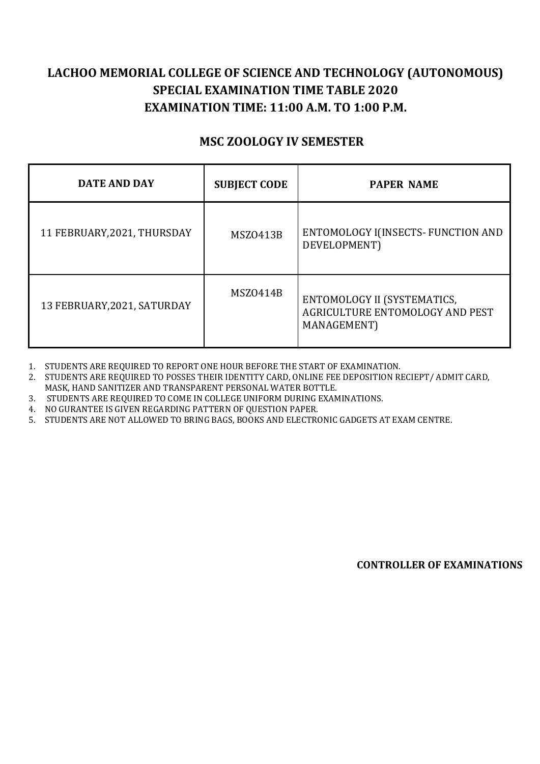# LACHOO MEMORIAL COLLEGE OF SCIENCE AND TECHNOLOGY (AUTONOMOUS)
# SPECIAL EXAMINATION TIME TABLE 2020
# EXAMINATION TIME: 11:00 A.M. TO 1:00 P.M.

## MSC ZOOLOGY IV SEMESTER

| DATE AND DAY | SUBJECT CODE | PAPER NAME |
|---|---|---|
| 11 FEBRUARY,2021, THURSDAY | MSZO413B | ENTOMOLOGY I(INSECTS- FUNCTION AND DEVELOPMENT) |
| 13 FEBRUARY,2021, SATURDAY | MSZO414B | ENTOMOLOGY II (SYSTEMATICS, AGRICULTURE ENTOMOLOGY AND PEST MANAGEMENT) |

1. STUDENTS ARE REQUIRED TO REPORT ONE HOUR BEFORE THE START OF EXAMINATION.
2. STUDENTS ARE REQUIRED TO POSSES THEIR IDENTITY CARD, ONLINE FEE DEPOSITION RECIEPT/ ADMIT CARD, MASK, HAND SANITIZER AND TRANSPARENT PERSONAL WATER BOTTLE.
3. STUDENTS ARE REQUIRED TO COME IN COLLEGE UNIFORM DURING EXAMINATIONS.
4. NO GURANTEE IS GIVEN REGARDING PATTERN OF QUESTION PAPER.
5. STUDENTS ARE NOT ALLOWED TO BRING BAGS, BOOKS AND ELECTRONIC GADGETS AT EXAM CENTRE.

**CONTROLLER OF EXAMINATIONS**